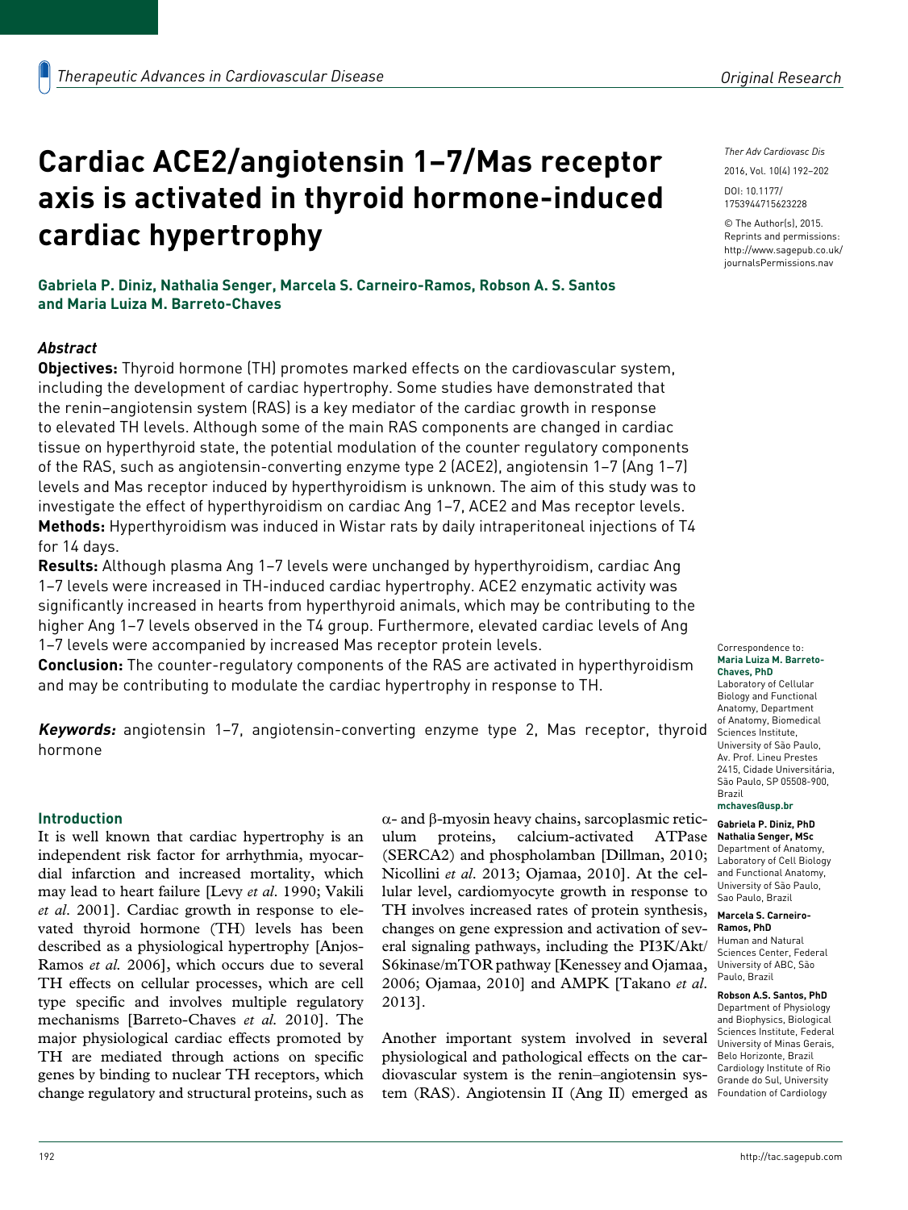# Cardiac ACE2/angiotensin 1–7/Mas receptor axis is activated in thyroid hormone-induced cardiac hypertrophy

**Gabriela P. Diniz, Nathalia Senger, Marcela S. Carneiro-Ramos, Robson A. S. Santos and Maria Luiza M. Barreto-Chaves**

*Ther Adv Cardiovasc Dis*

2016, Vol. 10(4) 192–202

DOI: 10.1177/1753944715623228

© The Author(s), 2015. Reprints and permissions: http://www.sagepub.co.uk/journalsPermissions.nav

## *Abstract*

**Objectives:** Thyroid hormone (TH) promotes marked effects on the cardiovascular system, including the development of cardiac hypertrophy. Some studies have demonstrated that the renin–angiotensin system (RAS) is a key mediator of the cardiac growth in response to elevated TH levels. Although some of the main RAS components are changed in cardiac tissue on hyperthyroid state, the potential modulation of the counter regulatory components of the RAS, such as angiotensin-converting enzyme type 2 (ACE2), angiotensin 1–7 (Ang 1–7) levels and Mas receptor induced by hyperthyroidism is unknown. The aim of this study was to investigate the effect of hyperthyroidism on cardiac Ang 1–7, ACE2 and Mas receptor levels.

**Methods:** Hyperthyroidism was induced in Wistar rats by daily intraperitoneal injections of T4 for 14 days.

**Results:** Although plasma Ang 1–7 levels were unchanged by hyperthyroidism, cardiac Ang 1–7 levels were increased in TH-induced cardiac hypertrophy. ACE2 enzymatic activity was significantly increased in hearts from hyperthyroid animals, which may be contributing to the higher Ang 1–7 levels observed in the T4 group. Furthermore, elevated cardiac levels of Ang 1–7 levels were accompanied by increased Mas receptor protein levels.

**Conclusion:** The counter-regulatory components of the RAS are activated in hyperthyroidism and may be contributing to modulate the cardiac hypertrophy in response to TH.

***Keywords:*** angiotensin 1–7, angiotensin-converting enzyme type 2, Mas receptor, thyroid hormone

Correspondence to:
**Maria Luiza M. Barreto-Chaves, PhD**
Laboratory of Cellular Biology and Functional Anatomy, Department of Anatomy, Biomedical Sciences Institute, University of São Paulo, Av. Prof. Lineu Prestes 2415, Cidade Universitária, São Paulo, SP 05508-900, Brazil
**mchaves@usp.br**

**Gabriela P. Diniz, PhD**
**Nathalia Senger, MSc**
Department of Anatomy, Laboratory of Cell Biology and Functional Anatomy, University of São Paulo, Sao Paulo, Brazil

**Marcela S. Carneiro-Ramos, PhD**
Human and Natural Sciences Center, Federal University of ABC, São Paulo, Brazil

**Robson A.S. Santos, PhD**
Department of Physiology and Biophysics, Biological Sciences Institute, Federal University of Minas Gerais, Belo Horizonte, Brazil
Cardiology Institute of Rio Grande do Sul, University Foundation of Cardiology

## Introduction

It is well known that cardiac hypertrophy is an independent risk factor for arrhythmia, myocardial infarction and increased mortality, which may lead to heart failure [Levy *et al.* 1990; Vakili *et al.* 2001]. Cardiac growth in response to elevated thyroid hormone (TH) levels has been described as a physiological hypertrophy [Anjos-Ramos *et al.* 2006], which occurs due to several TH effects on cellular processes, which are cell type specific and involves multiple regulatory mechanisms [Barreto-Chaves *et al.* 2010]. The major physiological cardiac effects promoted by TH are mediated through actions on specific genes by binding to nuclear TH receptors, which change regulatory and structural proteins, such as α- and β-myosin heavy chains, sarcoplasmic reticulum proteins, calcium-activated ATPase (SERCA2) and phospholamban [Dillman, 2010; Nicollini *et al.* 2013; Ojamaa, 2010]. At the cellular level, cardiomyocyte growth in response to TH involves increased rates of protein synthesis, changes on gene expression and activation of several signaling pathways, including the PI3K/Akt/S6kinase/mTOR pathway [Kenessey and Ojamaa, 2006; Ojamaa, 2010] and AMPK [Takano *et al.* 2013].

Another important system involved in several physiological and pathological effects on the cardiovascular system is the renin–angiotensin system (RAS). Angiotensin II (Ang II) emerged as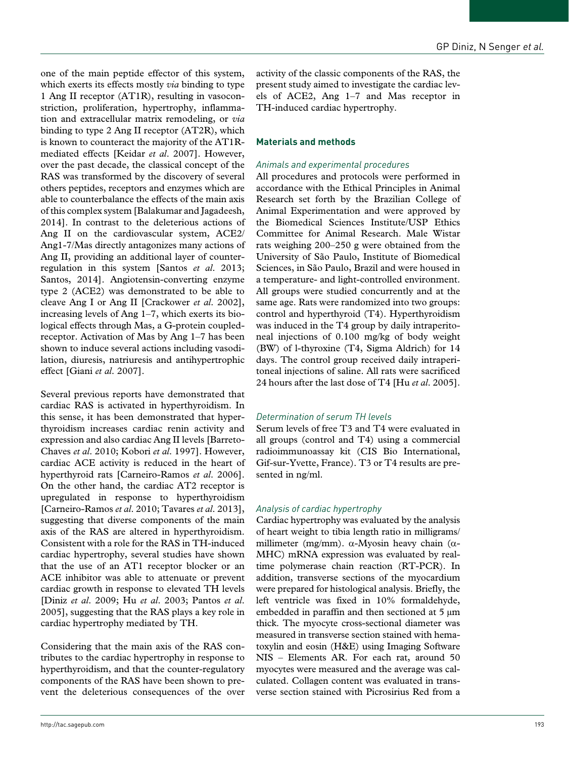one of the main peptide effector of this system, which exerts its effects mostly *via* binding to type 1 Ang II receptor (AT1R), resulting in vasoconstriction, proliferation, hypertrophy, inflammation and extracellular matrix remodeling, or *via* binding to type 2 Ang II receptor (AT2R), which is known to counteract the majority of the AT1R-mediated effects [Keidar *et al*. 2007]. However, over the past decade, the classical concept of the RAS was transformed by the discovery of several others peptides, receptors and enzymes which are able to counterbalance the effects of the main axis of this complex system [Balakumar and Jagadeesh, 2014]. In contrast to the deleterious actions of Ang II on the cardiovascular system, ACE2/Ang1-7/Mas directly antagonizes many actions of Ang II, providing an additional layer of counter-regulation in this system [Santos *et al*. 2013; Santos, 2014]. Angiotensin-converting enzyme type 2 (ACE2) was demonstrated to be able to cleave Ang I or Ang II [Crackower *et al*. 2002], increasing levels of Ang 1–7, which exerts its biological effects through Mas, a G-protein coupled-receptor. Activation of Mas by Ang 1–7 has been shown to induce several actions including vasodilation, diuresis, natriuresis and antihypertrophic effect [Giani *et al*. 2007].

Several previous reports have demonstrated that cardiac RAS is activated in hyperthyroidism. In this sense, it has been demonstrated that hyperthyroidism increases cardiac renin activity and expression and also cardiac Ang II levels [Barreto-Chaves *et al*. 2010; Kobori *et al*. 1997]. However, cardiac ACE activity is reduced in the heart of hyperthyroid rats [Carneiro-Ramos *et al*. 2006]. On the other hand, the cardiac AT2 receptor is upregulated in response to hyperthyroidism [Carneiro-Ramos *et al*. 2010; Tavares *et al*. 2013], suggesting that diverse components of the main axis of the RAS are altered in hyperthyroidism. Consistent with a role for the RAS in TH-induced cardiac hypertrophy, several studies have shown that the use of an AT1 receptor blocker or an ACE inhibitor was able to attenuate or prevent cardiac growth in response to elevated TH levels [Diniz *et al*. 2009; Hu *et al*. 2003; Pantos *et al*. 2005], suggesting that the RAS plays a key role in cardiac hypertrophy mediated by TH.

Considering that the main axis of the RAS contributes to the cardiac hypertrophy in response to hyperthyroidism, and that the counter-regulatory components of the RAS have been shown to prevent the deleterious consequences of the over activity of the classic components of the RAS, the present study aimed to investigate the cardiac levels of ACE2, Ang 1–7 and Mas receptor in TH-induced cardiac hypertrophy.

## Materials and methods

### *Animals and experimental procedures*

All procedures and protocols were performed in accordance with the Ethical Principles in Animal Research set forth by the Brazilian College of Animal Experimentation and were approved by the Biomedical Sciences Institute/USP Ethics Committee for Animal Research. Male Wistar rats weighing 200–250 g were obtained from the University of São Paulo, Institute of Biomedical Sciences, in São Paulo, Brazil and were housed in a temperature- and light-controlled environment. All groups were studied concurrently and at the same age. Rats were randomized into two groups: control and hyperthyroid (T4). Hyperthyroidism was induced in the T4 group by daily intraperitoneal injections of 0.100 mg/kg of body weight (BW) of l-thyroxine (T4, Sigma Aldrich) for 14 days. The control group received daily intraperitoneal injections of saline. All rats were sacrificed 24 hours after the last dose of T4 [Hu *et al*. 2005].

### *Determination of serum TH levels*

Serum levels of free T3 and T4 were evaluated in all groups (control and T4) using a commercial radioimmunoassay kit (CIS Bio International, Gif-sur-Yvette, France). T3 or T4 results are presented in ng/ml.

### *Analysis of cardiac hypertrophy*

Cardiac hypertrophy was evaluated by the analysis of heart weight to tibia length ratio in milligrams/millimeter (mg/mm). α-Myosin heavy chain (α-MHC) mRNA expression was evaluated by real-time polymerase chain reaction (RT-PCR). In addition, transverse sections of the myocardium were prepared for histological analysis. Briefly, the left ventricle was fixed in 10% formaldehyde, embedded in paraffin and then sectioned at 5 μm thick. The myocyte cross-sectional diameter was measured in transverse section stained with hematoxylin and eosin (H&E) using Imaging Software NIS – Elements AR. For each rat, around 50 myocytes were measured and the average was calculated. Collagen content was evaluated in transverse section stained with Picrosirius Red from a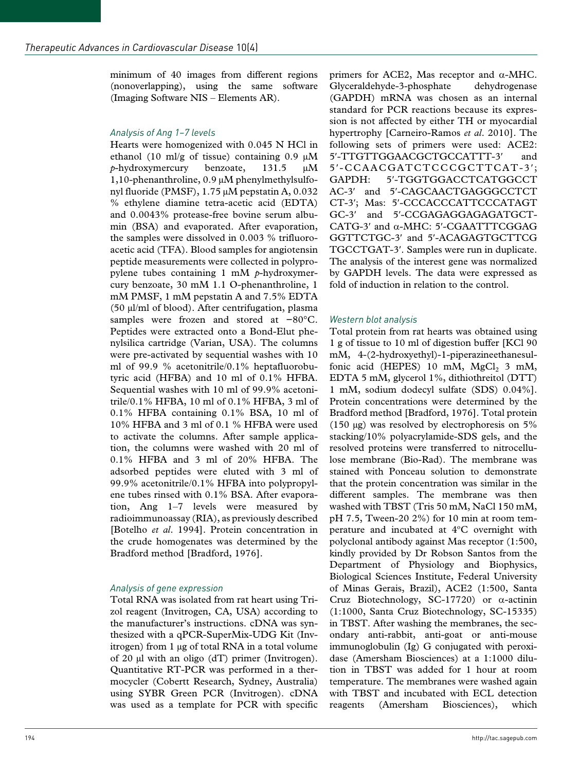minimum of 40 images from different regions (nonoverlapping), using the same software (Imaging Software NIS – Elements AR).

### *Analysis of Ang 1–7 levels*

Hearts were homogenized with 0.045 N HCl in ethanol (10 ml/g of tissue) containing 0.9 μM *p*-hydroxymercury benzoate, 131.5 μM 1,10-phenanthroline, 0.9 μM phenylmethylsulfonyl fluoride (PMSF), 1.75 μM pepstatin A, 0.032 % ethylene diamine tetra-acetic acid (EDTA) and 0.0043% protease-free bovine serum albumin (BSA) and evaporated. After evaporation, the samples were dissolved in 0.003 % trifluoroacetic acid (TFA). Blood samples for angiotensin peptide measurements were collected in polypropylene tubes containing 1 mM *p*-hydroxymercury benzoate, 30 mM 1.1 O-phenanthroline, 1 mM PMSF, 1 mM pepstatin A and 7.5% EDTA (50 μl/ml of blood). After centrifugation, plasma samples were frozen and stored at −80°C. Peptides were extracted onto a Bond-Elut phenylsilica cartridge (Varian, USA). The columns were pre-activated by sequential washes with 10 ml of 99.9 % acetonitrile/0.1% heptafluorobutyric acid (HFBA) and 10 ml of 0.1% HFBA. Sequential washes with 10 ml of 99.9% acetonitrile/0.1% HFBA, 10 ml of 0.1% HFBA, 3 ml of 0.1% HFBA containing 0.1% BSA, 10 ml of 10% HFBA and 3 ml of 0.1 % HFBA were used to activate the columns. After sample application, the columns were washed with 20 ml of 0.1% HFBA and 3 ml of 20% HFBA. The adsorbed peptides were eluted with 3 ml of 99.9% acetonitrile/0.1% HFBA into polypropylene tubes rinsed with 0.1% BSA. After evaporation, Ang 1–7 levels were measured by radioimmunoassay (RIA), as previously described [Botelho *et al.* 1994]. Protein concentration in the crude homogenates was determined by the Bradford method [Bradford, 1976].

### *Analysis of gene expression*

Total RNA was isolated from rat heart using Trizol reagent (Invitrogen, CA, USA) according to the manufacturer's instructions. cDNA was synthesized with a qPCR-SuperMix-UDG Kit (Invitrogen) from 1 μg of total RNA in a total volume of 20 μl with an oligo (dT) primer (Invitrogen). Quantitative RT-PCR was performed in a thermocycler (Cobertt Research, Sydney, Australia) using SYBR Green PCR (Invitrogen). cDNA was used as a template for PCR with specific primers for ACE2, Mas receptor and α-MHC. Glyceraldehyde-3-phosphate dehydrogenase (GAPDH) mRNA was chosen as an internal standard for PCR reactions because its expression is not affected by either TH or myocardial hypertrophy [Carneiro-Ramos *et al.* 2010]. The following sets of primers were used: ACE2: 5′-TTGTTGGAACGCTGCCATTT-3′ and 5′-CCAACGATCTCCCGCTTCAT-3′; GAPDH: 5′-TGGTGGACCTCATGGCCTAC-3′ and 5′-CAGCAACTGAGGGCCTCTCT-3′; Mas: 5′-CCCACCCATTCCCATAGTGC-3′ and 5′-CCGAGAGGAGAGATGCTCATG-3′ and α-MHC: 5′-CGAATTTCGGAGGGTTCTGC-3′ and 5′-ACAGAGTGCTTCGTGCCTGAT-3′. Samples were run in duplicate. The analysis of the interest gene was normalized by GAPDH levels. The data were expressed as fold of induction in relation to the control.

### *Western blot analysis*

Total protein from rat hearts was obtained using 1 g of tissue to 10 ml of digestion buffer [KCl 90 mM, 4-(2-hydroxyethyl)-1-piperazineethanesulfonic acid (HEPES) 10 mM, $MgCl_2$ 3 mM, EDTA 5 mM, glycerol 1%, dithiothreitol (DTT) 1 mM, sodium dodecyl sulfate (SDS) 0.04%]. Protein concentrations were determined by the Bradford method [Bradford, 1976]. Total protein (150 μg) was resolved by electrophoresis on 5% stacking/10% polyacrylamide-SDS gels, and the resolved proteins were transferred to nitrocellulose membrane (Bio-Rad). The membrane was stained with Ponceau solution to demonstrate that the protein concentration was similar in the different samples. The membrane was then washed with TBST (Tris 50 mM, NaCl 150 mM, pH 7.5, Tween-20 2%) for 10 min at room temperature and incubated at 4°C overnight with polyclonal antibody against Mas receptor (1:500, kindly provided by Dr Robson Santos from the Department of Physiology and Biophysics, Biological Sciences Institute, Federal University of Minas Gerais, Brazil), ACE2 (1:500, Santa Cruz Biotechnology, SC-17720) or α-actinin (1:1000, Santa Cruz Biotechnology, SC-15335) in TBST. After washing the membranes, the secondary anti-rabbit, anti-goat or anti-mouse immunoglobulin (Ig) G conjugated with peroxidase (Amersham Biosciences) at a 1:1000 dilution in TBST was added for 1 hour at room temperature. The membranes were washed again with TBST and incubated with ECL detection reagents (Amersham Biosciences), which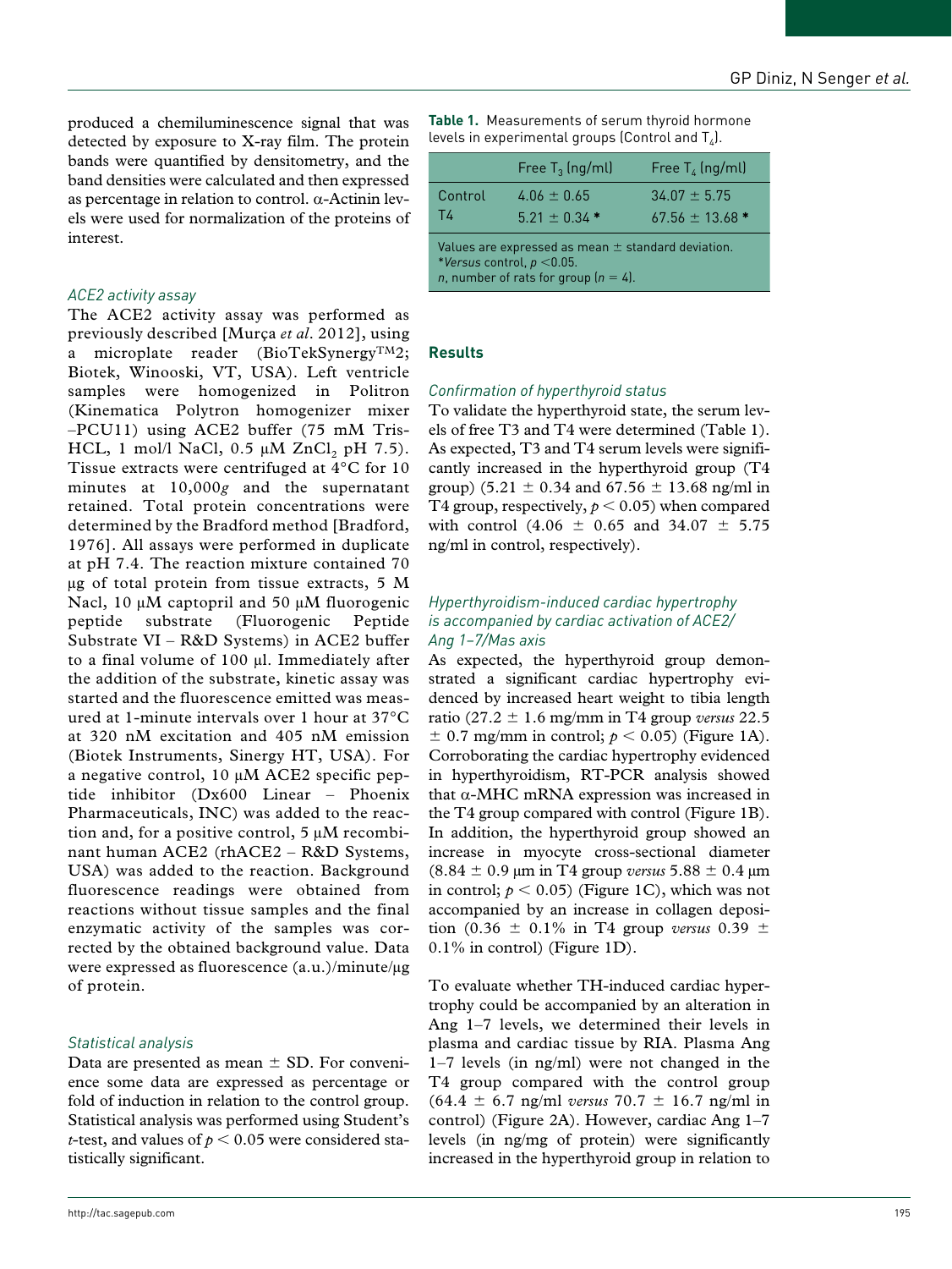produced a chemiluminescence signal that was detected by exposure to X-ray film. The protein bands were quantified by densitometry, and the band densities were calculated and then expressed as percentage in relation to control. α-Actinin levels were used for normalization of the proteins of interest.

### *ACE2 activity assay*

The ACE2 activity assay was performed as previously described [Murça *et al*. 2012], using a microplate reader (BioTekSynergy™2; Biotek, Winooski, VT, USA). Left ventricle samples were homogenized in Politron (Kinematica Polytron homogenizer mixer –PCU11) using ACE2 buffer (75 mM Tris-HCL, 1 mol/l NaCl, 0.5 μM $ZnCl_2$ pH 7.5). Tissue extracts were centrifuged at 4°C for 10 minutes at 10,000*g* and the supernatant retained. Total protein concentrations were determined by the Bradford method [Bradford, 1976]. All assays were performed in duplicate at pH 7.4. The reaction mixture contained 70 μg of total protein from tissue extracts, 5 M Nacl, 10 μM captopril and 50 μM fluorogenic peptide substrate (Fluorogenic Peptide Substrate VI – R&D Systems) in ACE2 buffer to a final volume of 100 μl. Immediately after the addition of the substrate, kinetic assay was started and the fluorescence emitted was measured at 1-minute intervals over 1 hour at 37°C at 320 nM excitation and 405 nM emission (Biotek Instruments, Sinergy HT, USA). For a negative control, 10 μM ACE2 specific peptide inhibitor (Dx600 Linear – Phoenix Pharmaceuticals, INC) was added to the reaction and, for a positive control, 5 μM recombinant human ACE2 (rhACE2 – R&D Systems, USA) was added to the reaction. Background fluorescence readings were obtained from reactions without tissue samples and the final enzymatic activity of the samples was corrected by the obtained background value. Data were expressed as fluorescence (a.u.)/minute/μg of protein.

### *Statistical analysis*

Data are presented as mean ± SD. For convenience some data are expressed as percentage or fold of induction in relation to the control group. Statistical analysis was performed using Student's *t*-test, and values of $p < 0.05$ were considered statistically significant.

**Table 1.** Measurements of serum thyroid hormone levels in experimental groups (Control and $T_4$).

| | Free $T_3$ (ng/ml) | Free $T_4$ (ng/ml) |
|---|---|---|
| Control | 4.06 ± 0.65 | 34.07 ± 5.75 |
| T4 | 5.21 ± 0.34 * | 67.56 ± 13.68 * |

Values are expressed as mean ± standard deviation.
**Versus* control, $p$ <0.05.
*n*, number of rats for group ($n = 4$).

## Results

### *Confirmation of hyperthyroid status*

To validate the hyperthyroid state, the serum levels of free T3 and T4 were determined (Table 1). As expected, T3 and T4 serum levels were significantly increased in the hyperthyroid group (T4 group) (5.21 ± 0.34 and 67.56 ± 13.68 ng/ml in T4 group, respectively, $p < 0.05$) when compared with control (4.06 ± 0.65 and 34.07 ± 5.75 ng/ml in control, respectively).

### *Hyperthyroidism-induced cardiac hypertrophy is accompanied by cardiac activation of ACE2/Ang 1–7/Mas axis*

As expected, the hyperthyroid group demonstrated a significant cardiac hypertrophy evidenced by increased heart weight to tibia length ratio (27.2 ± 1.6 mg/mm in T4 group *versus* 22.5 ± 0.7 mg/mm in control; $p < 0.05$) (Figure 1A). Corroborating the cardiac hypertrophy evidenced in hyperthyroidism, RT-PCR analysis showed that α-MHC mRNA expression was increased in the T4 group compared with control (Figure 1B). In addition, the hyperthyroid group showed an increase in myocyte cross-sectional diameter (8.84 ± 0.9 μm in T4 group *versus* 5.88 ± 0.4 μm in control; $p < 0.05$) (Figure 1C), which was not accompanied by an increase in collagen deposition (0.36 ± 0.1% in T4 group *versus* 0.39 ± 0.1% in control) (Figure 1D).

To evaluate whether TH-induced cardiac hypertrophy could be accompanied by an alteration in Ang 1–7 levels, we determined their levels in plasma and cardiac tissue by RIA. Plasma Ang 1–7 levels (in ng/ml) were not changed in the T4 group compared with the control group (64.4 ± 6.7 ng/ml *versus* 70.7 ± 16.7 ng/ml in control) (Figure 2A). However, cardiac Ang 1–7 levels (in ng/mg of protein) were significantly increased in the hyperthyroid group in relation to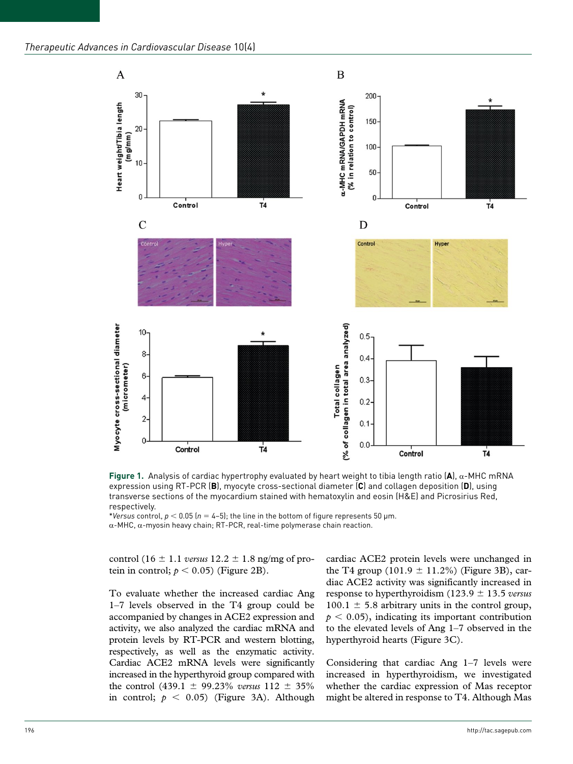**Figure 1.** Analysis of cardiac hypertrophy evaluated by heart weight to tibia length ratio (**A**), α-MHC mRNA expression using RT-PCR (**B**), myocyte cross-sectional diameter (**C**) and collagen deposition (**D**), using transverse sections of the myocardium stained with hematoxylin and eosin (H&E) and Picrosirius Red, respectively.

*_Versus_ control, $p < 0.05$ ($n = 4$–5); the line in the bottom of figure represents 50 μm.

α-MHC, α-myosin heavy chain; RT-PCR, real-time polymerase chain reaction.

control ($16 \pm 1.1$ *versus* $12.2 \pm 1.8$ ng/mg of protein in control; $p < 0.05$) (Figure 2B).

To evaluate whether the increased cardiac Ang 1–7 levels observed in the T4 group could be accompanied by changes in ACE2 expression and activity, we also analyzed the cardiac mRNA and protein levels by RT-PCR and western blotting, respectively, as well as the enzymatic activity. Cardiac ACE2 mRNA levels were significantly increased in the hyperthyroid group compared with the control ($439.1 \pm 99.23\%$ *versus* $112 \pm 35\%$ in control; $p < 0.05$) (Figure 3A). Although cardiac ACE2 protein levels were unchanged in the T4 group ($101.9 \pm 11.2\%$) (Figure 3B), cardiac ACE2 activity was significantly increased in response to hyperthyroidism ($123.9 \pm 13.5$ *versus* $100.1 \pm 5.8$ arbitrary units in the control group, $p < 0.05$), indicating its important contribution to the elevated levels of Ang 1–7 observed in the hyperthyroid hearts (Figure 3C).

Considering that cardiac Ang 1–7 levels were increased in hyperthyroidism, we investigated whether the cardiac expression of Mas receptor might be altered in response to T4. Although Mas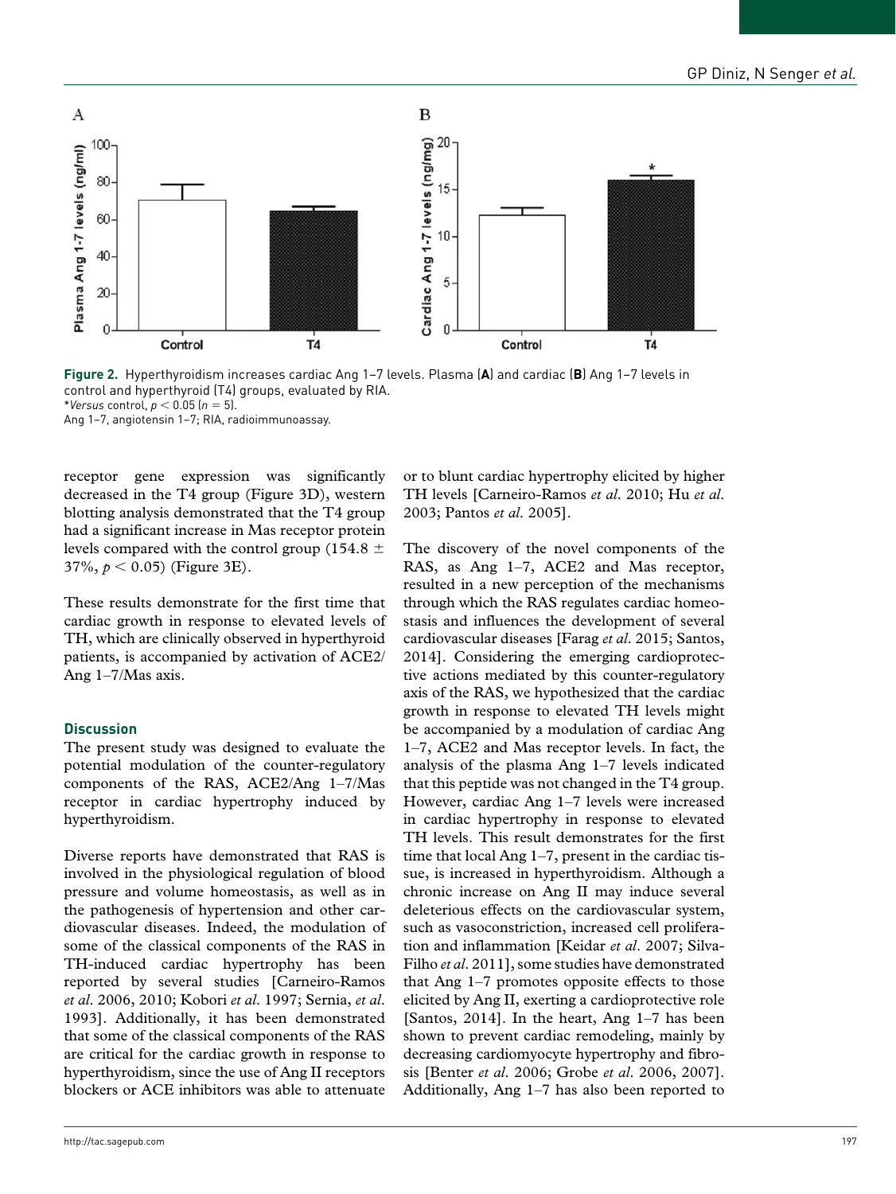**Figure 2.** Hyperthyroidism increases cardiac Ang 1–7 levels. Plasma (**A**) and cardiac (**B**) Ang 1–7 levels in control and hyperthyroid (T4) groups, evaluated by RIA.
**Versus* control, $p < 0.05$ ($n = 5$).
Ang 1–7, angiotensin 1–7; RIA, radioimmunoassay.

receptor gene expression was significantly decreased in the T4 group (Figure 3D), western blotting analysis demonstrated that the T4 group had a significant increase in Mas receptor protein levels compared with the control group (154.8 ± 37%, $p < 0.05$) (Figure 3E).

These results demonstrate for the first time that cardiac growth in response to elevated levels of TH, which are clinically observed in hyperthyroid patients, is accompanied by activation of ACE2/Ang 1–7/Mas axis.

## Discussion

The present study was designed to evaluate the potential modulation of the counter-regulatory components of the RAS, ACE2/Ang 1–7/Mas receptor in cardiac hypertrophy induced by hyperthyroidism.

Diverse reports have demonstrated that RAS is involved in the physiological regulation of blood pressure and volume homeostasis, as well as in the pathogenesis of hypertension and other cardiovascular diseases. Indeed, the modulation of some of the classical components of the RAS in TH-induced cardiac hypertrophy has been reported by several studies [Carneiro-Ramos *et al.* 2006, 2010; Kobori *et al.* 1997; Sernia, *et al.* 1993]. Additionally, it has been demonstrated that some of the classical components of the RAS are critical for the cardiac growth in response to hyperthyroidism, since the use of Ang II receptors blockers or ACE inhibitors was able to attenuate or to blunt cardiac hypertrophy elicited by higher TH levels [Carneiro-Ramos *et al.* 2010; Hu *et al.* 2003; Pantos *et al.* 2005].

The discovery of the novel components of the RAS, as Ang 1–7, ACE2 and Mas receptor, resulted in a new perception of the mechanisms through which the RAS regulates cardiac homeostasis and influences the development of several cardiovascular diseases [Farag *et al.* 2015; Santos, 2014]. Considering the emerging cardioprotective actions mediated by this counter-regulatory axis of the RAS, we hypothesized that the cardiac growth in response to elevated TH levels might be accompanied by a modulation of cardiac Ang 1–7, ACE2 and Mas receptor levels. In fact, the analysis of the plasma Ang 1–7 levels indicated that this peptide was not changed in the T4 group. However, cardiac Ang 1–7 levels were increased in cardiac hypertrophy in response to elevated TH levels. This result demonstrates for the first time that local Ang 1–7, present in the cardiac tissue, is increased in hyperthyroidism. Although a chronic increase on Ang II may induce several deleterious effects on the cardiovascular system, such as vasoconstriction, increased cell proliferation and inflammation [Keidar *et al.* 2007; Silva-Filho *et al.* 2011], some studies have demonstrated that Ang 1–7 promotes opposite effects to those elicited by Ang II, exerting a cardioprotective role [Santos, 2014]. In the heart, Ang 1–7 has been shown to prevent cardiac remodeling, mainly by decreasing cardiomyocyte hypertrophy and fibrosis [Benter *et al.* 2006; Grobe *et al.* 2006, 2007]. Additionally, Ang 1–7 has also been reported to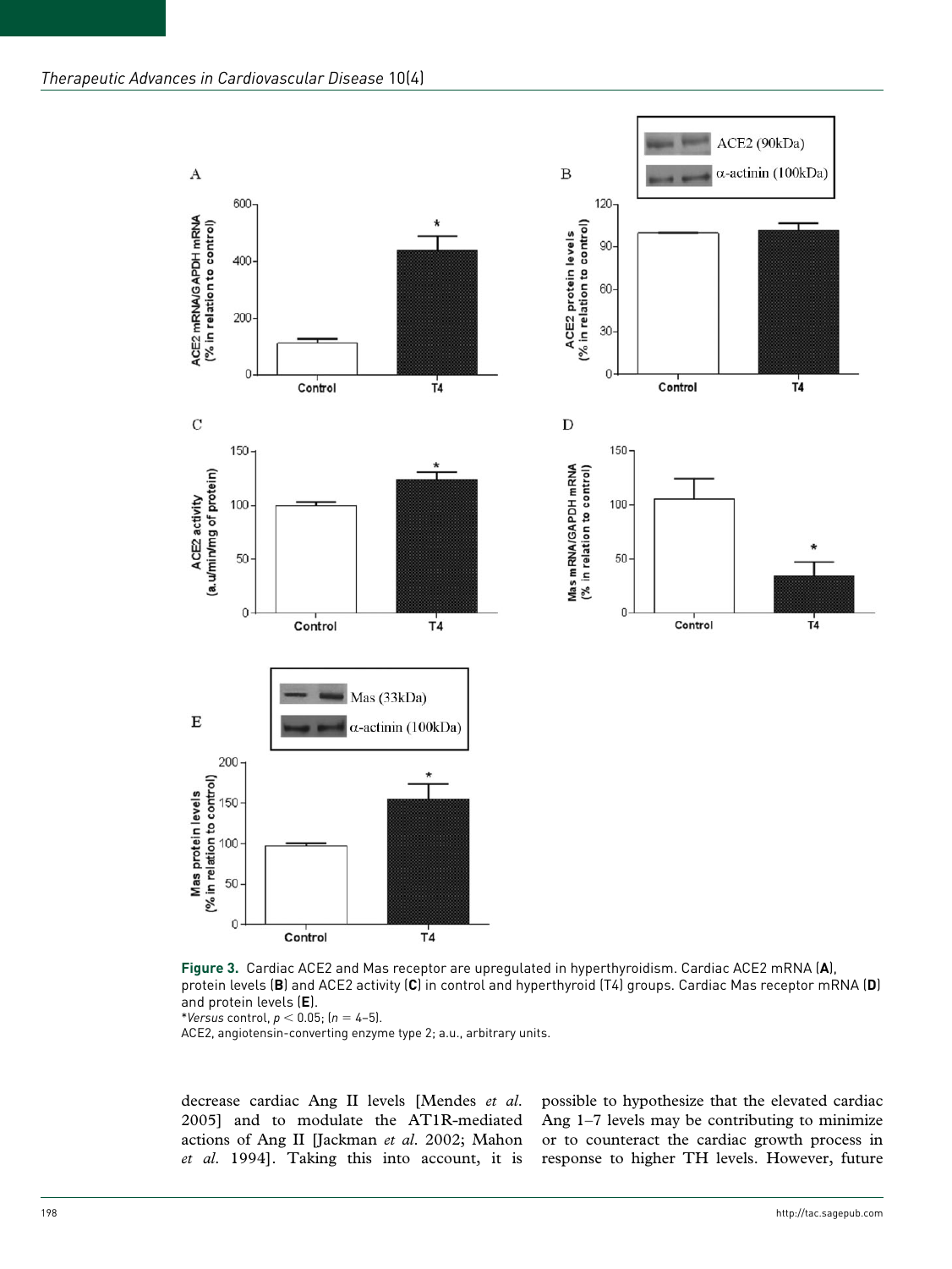Figure 3. Cardiac ACE2 and Mas receptor are upregulated in hyperthyroidism. Cardiac ACE2 mRNA (**A**), protein levels (**B**) and ACE2 activity (**C**) in control and hyperthyroid (T4) groups. Cardiac Mas receptor mRNA (**D**) and protein levels (**E**).
**Versus* control, $p < 0.05$; ($n = 4–5$).
ACE2, angiotensin-converting enzyme type 2; a.u., arbitrary units.

decrease cardiac Ang II levels [Mendes *et al.* 2005] and to modulate the AT1R-mediated actions of Ang II [Jackman *et al.* 2002; Mahon *et al.* 1994]. Taking this into account, it is possible to hypothesize that the elevated cardiac Ang 1–7 levels may be contributing to minimize or to counteract the cardiac growth process in response to higher TH levels. However, future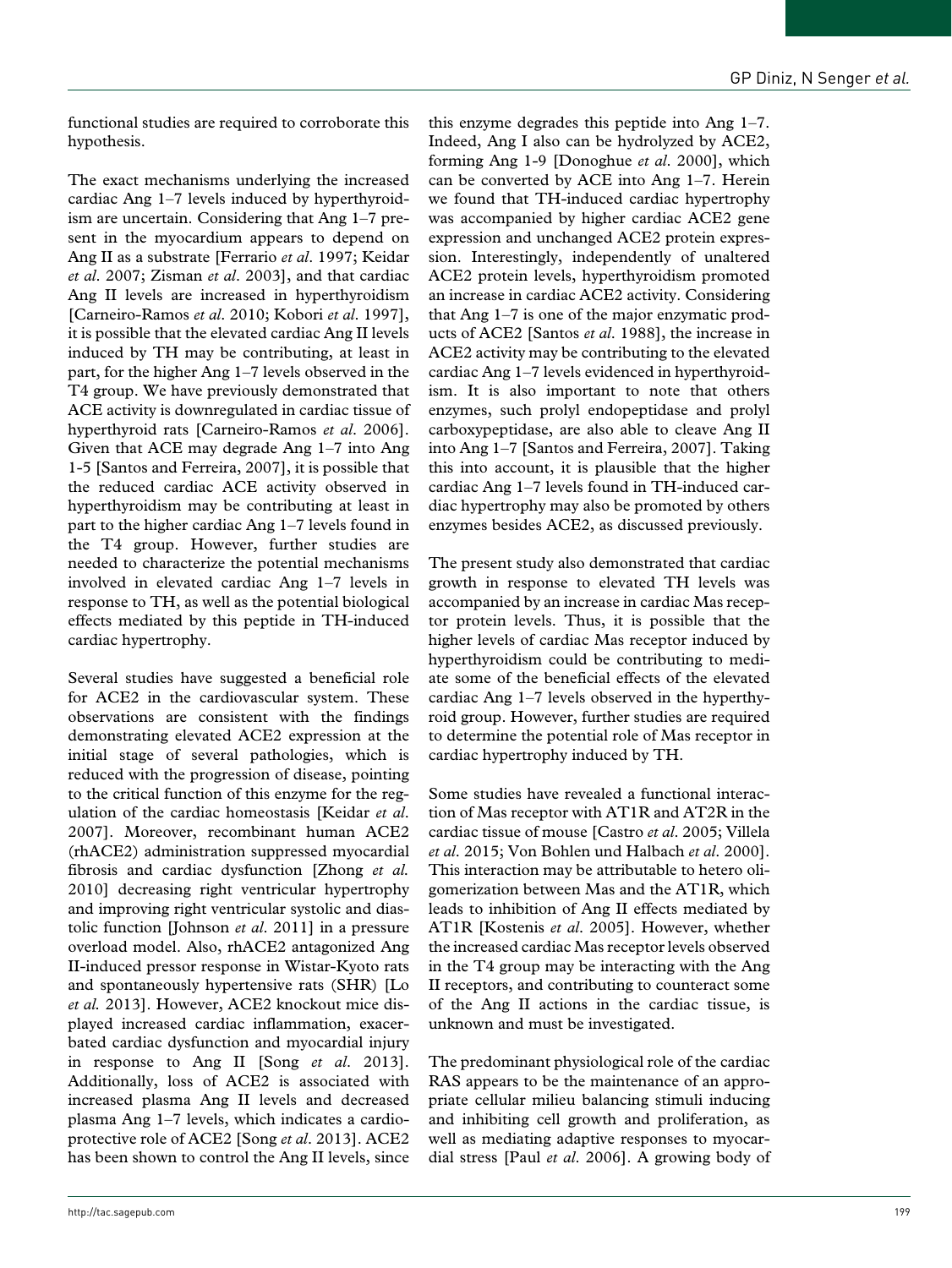functional studies are required to corroborate this hypothesis.

The exact mechanisms underlying the increased cardiac Ang 1–7 levels induced by hyperthyroidism are uncertain. Considering that Ang 1–7 present in the myocardium appears to depend on Ang II as a substrate [Ferrario *et al*. 1997; Keidar *et al*. 2007; Zisman *et al*. 2003], and that cardiac Ang II levels are increased in hyperthyroidism [Carneiro-Ramos *et al*. 2010; Kobori *et al*. 1997], it is possible that the elevated cardiac Ang II levels induced by TH may be contributing, at least in part, for the higher Ang 1–7 levels observed in the T4 group. We have previously demonstrated that ACE activity is downregulated in cardiac tissue of hyperthyroid rats [Carneiro-Ramos *et al*. 2006]. Given that ACE may degrade Ang 1–7 into Ang 1-5 [Santos and Ferreira, 2007], it is possible that the reduced cardiac ACE activity observed in hyperthyroidism may be contributing at least in part to the higher cardiac Ang 1–7 levels found in the T4 group. However, further studies are needed to characterize the potential mechanisms involved in elevated cardiac Ang 1–7 levels in response to TH, as well as the potential biological effects mediated by this peptide in TH-induced cardiac hypertrophy.

Several studies have suggested a beneficial role for ACE2 in the cardiovascular system. These observations are consistent with the findings demonstrating elevated ACE2 expression at the initial stage of several pathologies, which is reduced with the progression of disease, pointing to the critical function of this enzyme for the regulation of the cardiac homeostasis [Keidar *et al*. 2007]. Moreover, recombinant human ACE2 (rhACE2) administration suppressed myocardial fibrosis and cardiac dysfunction [Zhong *et al.* 2010] decreasing right ventricular hypertrophy and improving right ventricular systolic and diastolic function [Johnson *et al*. 2011] in a pressure overload model. Also, rhACE2 antagonized Ang II-induced pressor response in Wistar-Kyoto rats and spontaneously hypertensive rats (SHR) [Lo *et al.* 2013]. However, ACE2 knockout mice displayed increased cardiac inflammation, exacerbated cardiac dysfunction and myocardial injury in response to Ang II [Song *et al*. 2013]. Additionally, loss of ACE2 is associated with increased plasma Ang II levels and decreased plasma Ang 1–7 levels, which indicates a cardioprotective role of ACE2 [Song *et al*. 2013]. ACE2 has been shown to control the Ang II levels, since this enzyme degrades this peptide into Ang 1–7. Indeed, Ang I also can be hydrolyzed by ACE2, forming Ang 1-9 [Donoghue *et al*. 2000], which can be converted by ACE into Ang 1–7. Herein we found that TH-induced cardiac hypertrophy was accompanied by higher cardiac ACE2 gene expression and unchanged ACE2 protein expression. Interestingly, independently of unaltered ACE2 protein levels, hyperthyroidism promoted an increase in cardiac ACE2 activity. Considering that Ang 1–7 is one of the major enzymatic products of ACE2 [Santos *et al*. 1988], the increase in ACE2 activity may be contributing to the elevated cardiac Ang 1–7 levels evidenced in hyperthyroidism. It is also important to note that others enzymes, such prolyl endopeptidase and prolyl carboxypeptidase, are also able to cleave Ang II into Ang 1–7 [Santos and Ferreira, 2007]. Taking this into account, it is plausible that the higher cardiac Ang 1–7 levels found in TH-induced cardiac hypertrophy may also be promoted by others enzymes besides ACE2, as discussed previously.

The present study also demonstrated that cardiac growth in response to elevated TH levels was accompanied by an increase in cardiac Mas receptor protein levels. Thus, it is possible that the higher levels of cardiac Mas receptor induced by hyperthyroidism could be contributing to mediate some of the beneficial effects of the elevated cardiac Ang 1–7 levels observed in the hyperthyroid group. However, further studies are required to determine the potential role of Mas receptor in cardiac hypertrophy induced by TH.

Some studies have revealed a functional interaction of Mas receptor with AT1R and AT2R in the cardiac tissue of mouse [Castro *et al*. 2005; Villela *et al*. 2015; Von Bohlen und Halbach *et al*. 2000]. This interaction may be attributable to hetero oligomerization between Mas and the AT1R, which leads to inhibition of Ang II effects mediated by AT1R [Kostenis *et al*. 2005]. However, whether the increased cardiac Mas receptor levels observed in the T4 group may be interacting with the Ang II receptors, and contributing to counteract some of the Ang II actions in the cardiac tissue, is unknown and must be investigated.

The predominant physiological role of the cardiac RAS appears to be the maintenance of an appropriate cellular milieu balancing stimuli inducing and inhibiting cell growth and proliferation, as well as mediating adaptive responses to myocardial stress [Paul *et al*. 2006]. A growing body of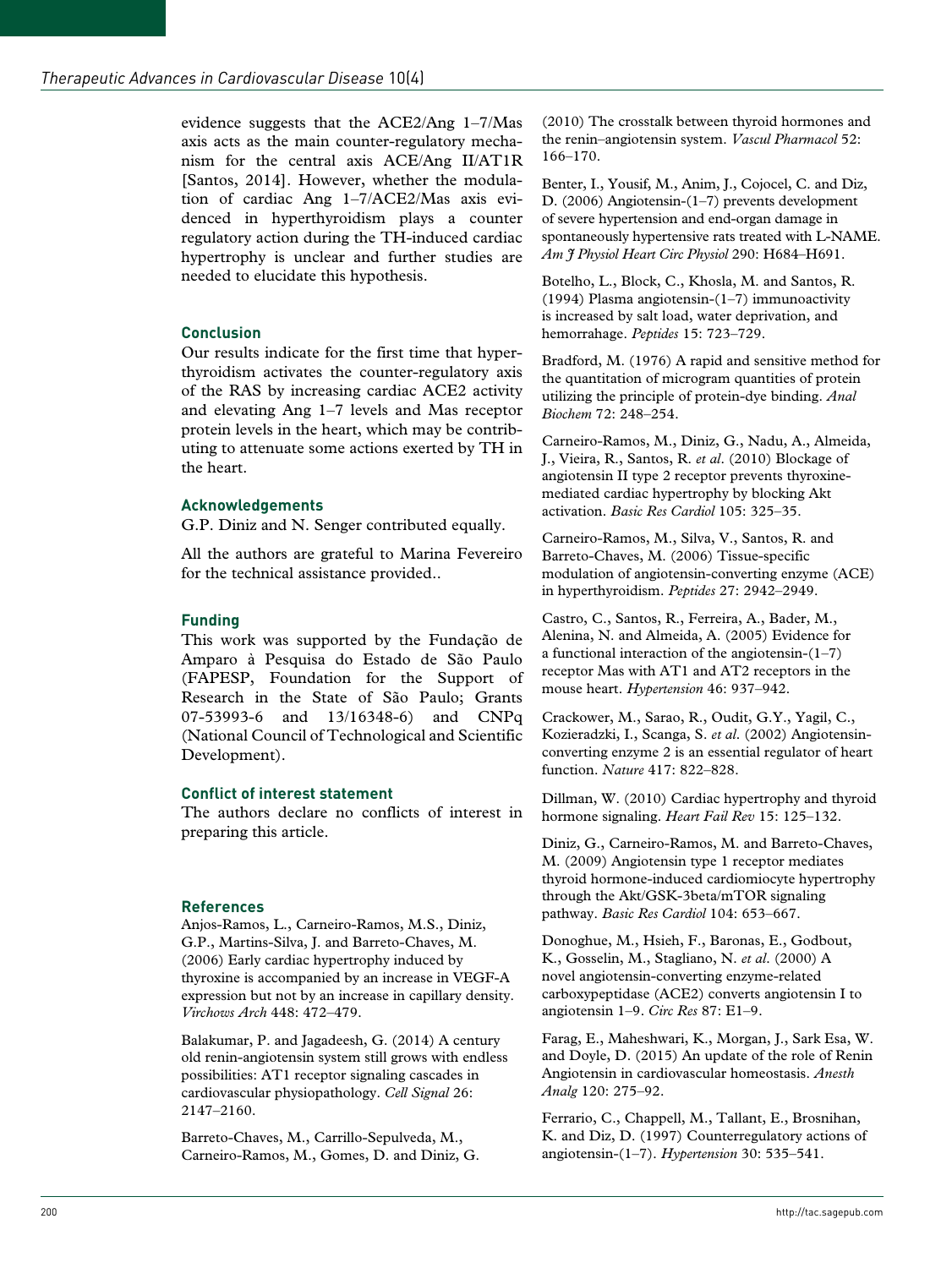evidence suggests that the ACE2/Ang 1–7/Mas axis acts as the main counter-regulatory mechanism for the central axis ACE/Ang II/AT1R [Santos, 2014]. However, whether the modulation of cardiac Ang 1–7/ACE2/Mas axis evidenced in hyperthyroidism plays a counter regulatory action during the TH-induced cardiac hypertrophy is unclear and further studies are needed to elucidate this hypothesis.

## Conclusion

Our results indicate for the first time that hyperthyroidism activates the counter-regulatory axis of the RAS by increasing cardiac ACE2 activity and elevating Ang 1–7 levels and Mas receptor protein levels in the heart, which may be contributing to attenuate some actions exerted by TH in the heart.

## Acknowledgements

G.P. Diniz and N. Senger contributed equally.

All the authors are grateful to Marina Fevereiro for the technical assistance provided..

## Funding

This work was supported by the Fundação de Amparo à Pesquisa do Estado de São Paulo (FAPESP, Foundation for the Support of Research in the State of São Paulo; Grants 07-53993-6 and 13/16348-6) and CNPq (National Council of Technological and Scientific Development).

## Conflict of interest statement

The authors declare no conflicts of interest in preparing this article.

## References

Anjos-Ramos, L., Carneiro-Ramos, M.S., Diniz, G.P., Martins-Silva, J. and Barreto-Chaves, M. (2006) Early cardiac hypertrophy induced by thyroxine is accompanied by an increase in VEGF-A expression but not by an increase in capillary density. *Virchows Arch* 448: 472–479.

Balakumar, P. and Jagadeesh, G. (2014) A century old renin-angiotensin system still grows with endless possibilities: AT1 receptor signaling cascades in cardiovascular physiopathology. *Cell Signal* 26: 2147–2160.

Barreto-Chaves, M., Carrillo-Sepulveda, M., Carneiro-Ramos, M., Gomes, D. and Diniz, G. (2010) The crosstalk between thyroid hormones and the renin–angiotensin system. *Vascul Pharmacol* 52: 166–170.

Benter, I., Yousif, M., Anim, J., Cojocel, C. and Diz, D. (2006) Angiotensin-(1–7) prevents development of severe hypertension and end-organ damage in spontaneously hypertensive rats treated with L-NAME. *Am J Physiol Heart Circ Physiol* 290: H684–H691.

Botelho, L., Block, C., Khosla, M. and Santos, R. (1994) Plasma angiotensin-(1–7) immunoactivity is increased by salt load, water deprivation, and hemorrhage. *Peptides* 15: 723–729.

Bradford, M. (1976) A rapid and sensitive method for the quantitation of microgram quantities of protein utilizing the principle of protein-dye binding. *Anal Biochem* 72: 248–254.

Carneiro-Ramos, M., Diniz, G., Nadu, A., Almeida, J., Vieira, R., Santos, R. *et al*. (2010) Blockage of angiotensin II type 2 receptor prevents thyroxine-mediated cardiac hypertrophy by blocking Akt activation. *Basic Res Cardiol* 105: 325–35.

Carneiro-Ramos, M., Silva, V., Santos, R. and Barreto-Chaves, M. (2006) Tissue-specific modulation of angiotensin-converting enzyme (ACE) in hyperthyroidism. *Peptides* 27: 2942–2949.

Castro, C., Santos, R., Ferreira, A., Bader, M., Alenina, N. and Almeida, A. (2005) Evidence for a functional interaction of the angiotensin-(1–7) receptor Mas with AT1 and AT2 receptors in the mouse heart. *Hypertension* 46: 937–942.

Crackower, M., Sarao, R., Oudit, G.Y., Yagil, C., Kozieradzki, I., Scanga, S. *et al*. (2002) Angiotensin-converting enzyme 2 is an essential regulator of heart function. *Nature* 417: 822–828.

Dillman, W. (2010) Cardiac hypertrophy and thyroid hormone signaling. *Heart Fail Rev* 15: 125–132.

Diniz, G., Carneiro-Ramos, M. and Barreto-Chaves, M. (2009) Angiotensin type 1 receptor mediates thyroid hormone-induced cardiomiocyte hypertrophy through the Akt/GSK-3beta/mTOR signaling pathway. *Basic Res Cardiol* 104: 653–667.

Donoghue, M., Hsieh, F., Baronas, E., Godbout, K., Gosselin, M., Stagliano, N. *et al*. (2000) A novel angiotensin-converting enzyme-related carboxypeptidase (ACE2) converts angiotensin I to angiotensin 1–9. *Circ Res* 87: E1–9.

Farag, E., Maheshwari, K., Morgan, J., Sark Esa, W. and Doyle, D. (2015) An update of the role of Renin Angiotensin in cardiovascular homeostasis. *Anesth Analg* 120: 275–92.

Ferrario, C., Chappell, M., Tallant, E., Brosnihan, K. and Diz, D. (1997) Counterregulatory actions of angiotensin-(1–7). *Hypertension* 30: 535–541.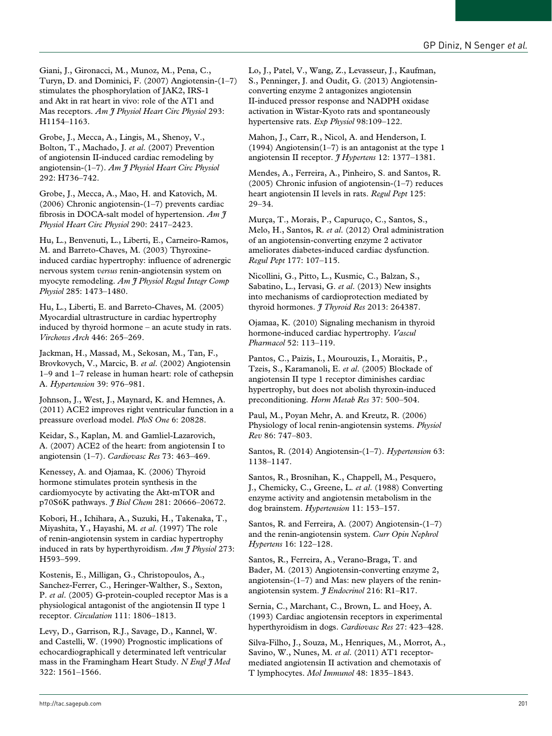Giani, J., Gironacci, M., Munoz, M., Pena, C., Turyn, D. and Dominici, F. (2007) Angiotensin-(1–7) stimulates the phosphorylation of JAK2, IRS-1 and Akt in rat heart in vivo: role of the AT1 and Mas receptors. *Am J Physiol Heart Circ Physiol* 293: H1154–1163.

Grobe, J., Mecca, A., Lingis, M., Shenoy, V., Bolton, T., Machado, J. *et al.* (2007) Prevention of angiotensin II-induced cardiac remodeling by angiotensin-(1–7). *Am J Physiol Heart Circ Physiol* 292: H736–742.

Grobe, J., Mecca, A., Mao, H. and Katovich, M. (2006) Chronic angiotensin-(1–7) prevents cardiac fibrosis in DOCA-salt model of hypertension. *Am J Physiol Heart Circ Physiol* 290: 2417–2423.

Hu, L., Benvenuti, L., Liberti, E., Carneiro-Ramos, M. and Barreto-Chaves, M. (2003) Thyroxine-induced cardiac hypertrophy: influence of adrenergic nervous system *versus* renin-angiotensin system on myocyte remodeling. *Am J Physiol Regul Integr Comp Physiol* 285: 1473–1480.

Hu, L., Liberti, E. and Barreto-Chaves, M. (2005) Myocardial ultrastructure in cardiac hypertrophy induced by thyroid hormone – an acute study in rats. *Virchows Arch* 446: 265–269.

Jackman, H., Massad, M., Sekosan, M., Tan, F., Brovkovych, V., Marcic, B. *et al.* (2002) Angiotensin 1–9 and 1–7 release in human heart: role of cathepsin A. *Hypertension* 39: 976–981.

Johnson, J., West, J., Maynard, K. and Hemnes, A. (2011) ACE2 improves right ventricular function in a preassure overload model. *PloS One* 6: 20828.

Keidar, S., Kaplan, M. and Gamliel-Lazarovich, A. (2007) ACE2 of the heart: from angiotensin I to angiotensin (1–7). *Cardiovasc Res* 73: 463–469.

Kenessey, A. and Ojamaa, K. (2006) Thyroid hormone stimulates protein synthesis in the cardiomyocyte by activating the Akt-mTOR and p70S6K pathways. *J Biol Chem* 281: 20666–20672.

Kobori, H., Ichihara, A., Suzuki, H., Takenaka, T., Miyashita, Y., Hayashi, M. *et al.* (1997) The role of renin-angiotensin system in cardiac hypertrophy induced in rats by hyperthyroidism. *Am J Physiol* 273: H593–599.

Kostenis, E., Milligan, G., Christopoulos, A., Sanchez-Ferrer, C., Heringer-Walther, S., Sexton, P. *et al.* (2005) G-protein-coupled receptor Mas is a physiological antagonist of the angiotensin II type 1 receptor. *Circulation* 111: 1806–1813.

Levy, D., Garrison, R.J., Savage, D., Kannel, W. and Castelli, W. (1990) Prognostic implications of echocardiographicall y determinated left ventricular mass in the Framingham Heart Study. *N Engl J Med* 322: 1561–1566.

Lo, J., Patel, V., Wang, Z., Levasseur, J., Kaufman, S., Penninger, J. and Oudit, G. (2013) Angiotensin-converting enzyme 2 antagonizes angiotensin II-induced pressor response and NADPH oxidase activation in Wistar-Kyoto rats and spontaneously hypertensive rats. *Exp Physiol* 98:109–122.

Mahon, J., Carr, R., Nicol, A. and Henderson, I. (1994) Angiotensin(1–7) is an antagonist at the type 1 angiotensin II receptor. *J Hypertens* 12: 1377–1381.

Mendes, A., Ferreira, A., Pinheiro, S. and Santos, R. (2005) Chronic infusion of angiotensin-(1–7) reduces heart angiotensin II levels in rats. *Regul Pept* 125: 29–34.

Murça, T., Morais, P., Capuruço, C., Santos, S., Melo, H., Santos, R. *et al.* (2012) Oral administration of an angiotensin-converting enzyme 2 activator ameliorates diabetes-induced cardiac dysfunction. *Regul Pept* 177: 107–115.

Nicollini, G., Pitto, L., Kusmic, C., Balzan, S., Sabatino, L., Iervasi, G. *et al.* (2013) New insights into mechanisms of cardioprotection mediated by thyroid hormones. *J Thyroid Res* 2013: 264387.

Ojamaa, K. (2010) Signaling mechanism in thyroid hormone-induced cardiac hypertrophy. *Vascul Pharmacol* 52: 113–119.

Pantos, C., Paizis, I., Mourouzis, I., Moraitis, P., Tzeis, S., Karamanoli, E. *et al.* (2005) Blockade of angiotensin II type 1 receptor diminishes cardiac hypertrophy, but does not abolish thyroxin-induced preconditioning. *Horm Metab Res* 37: 500–504.

Paul, M., Poyan Mehr, A. and Kreutz, R. (2006) Physiology of local renin-angiotensin systems. *Physiol Rev* 86: 747–803.

Santos, R. (2014) Angiotensin-(1–7). *Hypertension* 63: 1138–1147.

Santos, R., Brosnihan, K., Chappell, M., Pesquero, J., Chemicky, C., Greene, L. *et al.* (1988) Converting enzyme activity and angiotensin metabolism in the dog brainstem. *Hypertension* 11: 153–157.

Santos, R. and Ferreira, A. (2007) Angiotensin-(1–7) and the renin-angiotensin system. *Curr Opin Nephrol Hypertens* 16: 122–128.

Santos, R., Ferreira, A., Verano-Braga, T. and Bader, M. (2013) Angiotensin-converting enzyme 2, angiotensin-(1–7) and Mas: new players of the renin-angiotensin system. *J Endocrinol* 216: R1–R17.

Sernia, C., Marchant, C., Brown, L. and Hoey, A. (1993) Cardiac angiotensin receptors in experimental hyperthyroidism in dogs. *Cardiovasc Res* 27: 423–428.

Silva-Filho, J., Souza, M., Henriques, M., Morrot, A., Savino, W., Nunes, M. *et al.* (2011) AT1 receptor-mediated angiotensin II activation and chemotaxis of T lymphocytes. *Mol Immunol* 48: 1835–1843.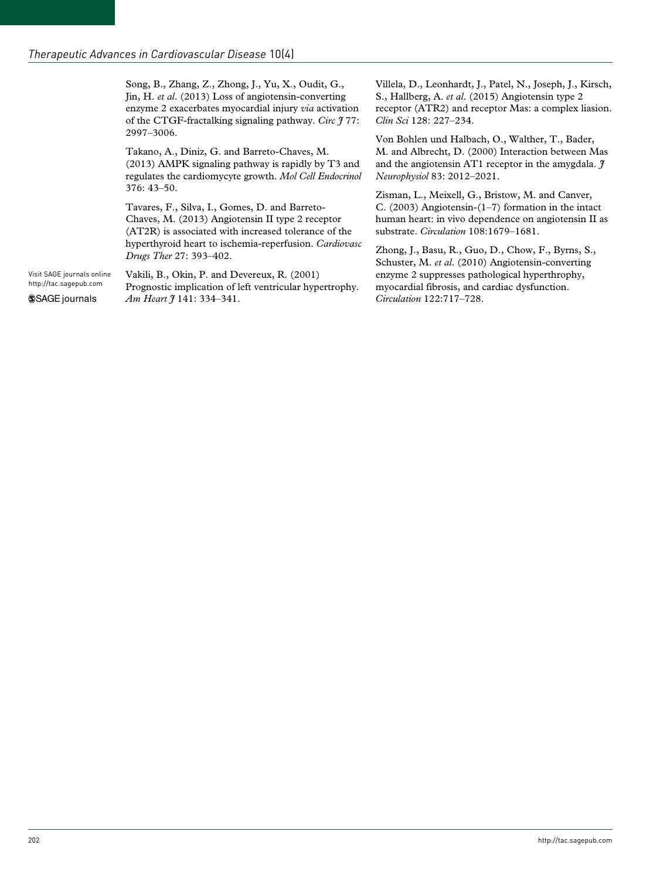Song, B., Zhang, Z., Zhong, J., Yu, X., Oudit, G., Jin, H. *et al*. (2013) Loss of angiotensin-converting enzyme 2 exacerbates myocardial injury *via* activation of the CTGF-fractalking signaling pathway. *Circ J* 77: 2997–3006.

Takano, A., Diniz, G. and Barreto-Chaves, M. (2013) AMPK signaling pathway is rapidly by T3 and regulates the cardiomycyte growth. *Mol Cell Endocrinol* 376: 43–50.

Tavares, F., Silva, I., Gomes, D. and Barreto-Chaves, M. (2013) Angiotensin II type 2 receptor (AT2R) is associated with increased tolerance of the hyperthyroid heart to ischemia-reperfusion. *Cardiovasc Drugs Ther* 27: 393–402.

Vakili, B., Okin, P. and Devereux, R. (2001) Prognostic implication of left ventricular hypertrophy. *Am Heart J* 141: 334–341.

Villela, D., Leonhardt, J., Patel, N., Joseph, J., Kirsch, S., Hallberg, A. *et al*. (2015) Angiotensin type 2 receptor (ATR2) and receptor Mas: a complex liasion. *Clin Sci* 128: 227–234.

Von Bohlen und Halbach, O., Walther, T., Bader, M. and Albrecht, D. (2000) Interaction between Mas and the angiotensin AT1 receptor in the amygdala. *J Neurophysiol* 83: 2012–2021.

Zisman, L., Meixell, G., Bristow, M. and Canver, C. (2003) Angiotensin-(1–7) formation in the intact human heart: in vivo dependence on angiotensin II as substrate. *Circulation* 108:1679–1681.

Zhong, J., Basu, R., Guo, D., Chow, F., Byrns, S., Schuster, M. *et al*. (2010) Angiotensin-converting enzyme 2 suppresses pathological hyperthrophy, myocardial fibrosis, and cardiac dysfunction. *Circulation* 122:717–728.

Visit SAGE journals online http://tac.sagepub.com

SAGE journals